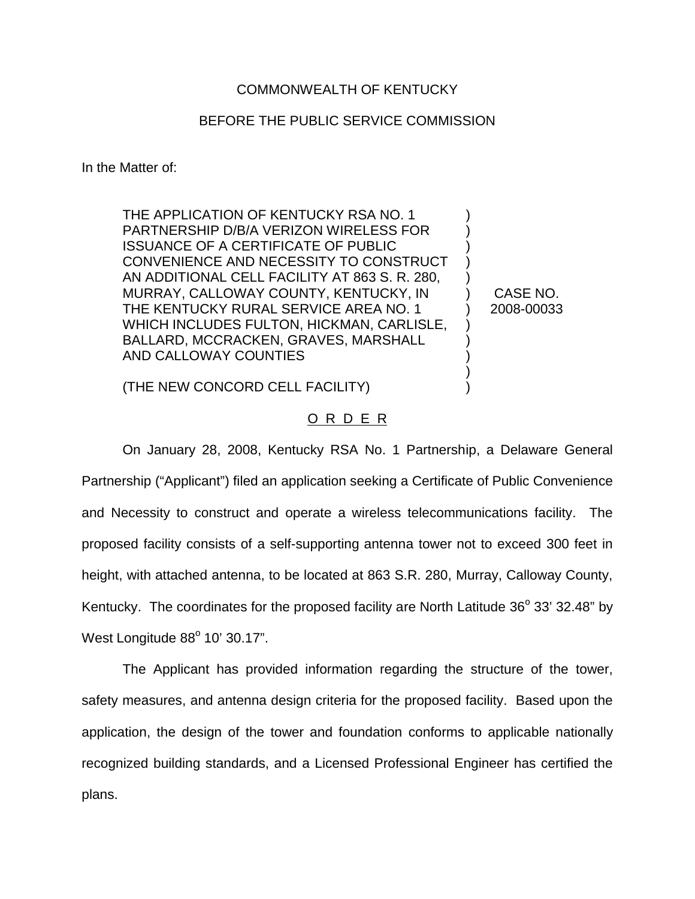COMMONWEALTH OF KENTUCKY

BEFORE THE PUBLIC SERVICE COMMISSION

In the Matter of:

THE APPLICATION OF KENTUCKY RSA NO. 1 PARTNERSHIP D/B/A VERIZON WIRELESS FOR ISSUANCE OF A CERTIFICATE OF PUBLIC CONVENIENCE AND NECESSITY TO CONSTRUCT AN ADDITIONAL CELL FACILITY AT 863 S. R. 280, MURRAY, CALLOWAY COUNTY, KENTUCKY, IN THE KENTUCKY RURAL SERVICE AREA NO. 1 WHICH INCLUDES FULTON, HICKMAN, CARLISLE, BALLARD, MCCRACKEN, GRAVES, MARSHALL AND CALLOWAY COUNTIES

(THE NEW CONCORD CELL FACILITY)

) CASE NO. 2008-00033

O R D E R

On January 28, 2008, Kentucky RSA No. 1 Partnership, a Delaware General Partnership ("Applicant") filed an application seeking a Certificate of Public Convenience and Necessity to construct and operate a wireless telecommunications facility. The proposed facility consists of a self-supporting antenna tower not to exceed 300 feet in height, with attached antenna, to be located at 863 S.R. 280, Murray, Calloway County, Kentucky. The coordinates for the proposed facility are North Latitude 36° 33' 32.48" by West Longitude 88° 10' 30.17".

The Applicant has provided information regarding the structure of the tower, safety measures, and antenna design criteria for the proposed facility. Based upon the application, the design of the tower and foundation conforms to applicable nationally recognized building standards, and a Licensed Professional Engineer has certified the plans.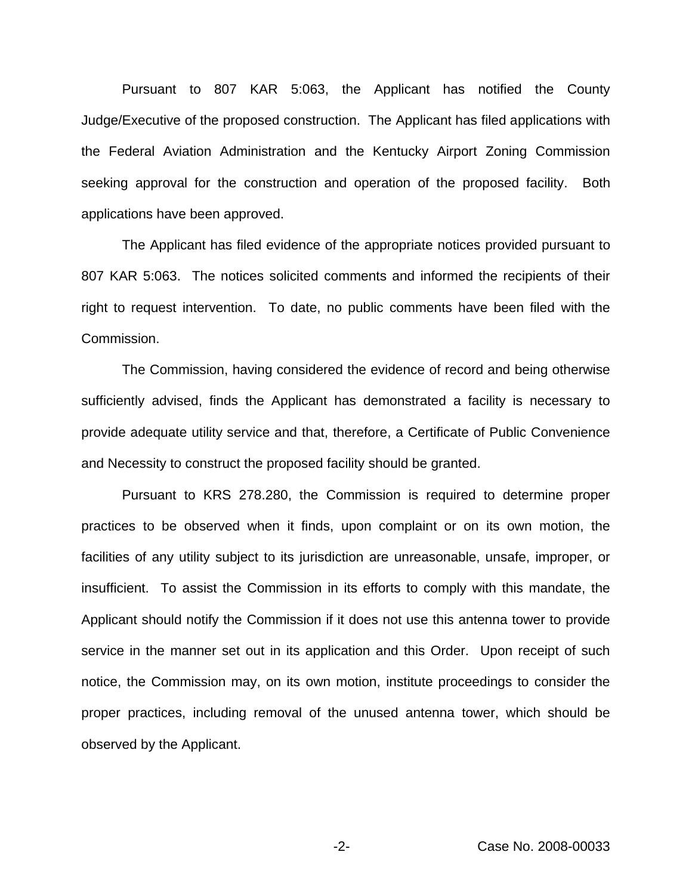Pursuant to 807 KAR 5:063, the Applicant has notified the County Judge/Executive of the proposed construction. The Applicant has filed applications with the Federal Aviation Administration and the Kentucky Airport Zoning Commission seeking approval for the construction and operation of the proposed facility. Both applications have been approved.

The Applicant has filed evidence of the appropriate notices provided pursuant to 807 KAR 5:063. The notices solicited comments and informed the recipients of their right to request intervention. To date, no public comments have been filed with the Commission.

The Commission, having considered the evidence of record and being otherwise sufficiently advised, finds the Applicant has demonstrated a facility is necessary to provide adequate utility service and that, therefore, a Certificate of Public Convenience and Necessity to construct the proposed facility should be granted.

Pursuant to KRS 278.280, the Commission is required to determine proper practices to be observed when it finds, upon complaint or on its own motion, the facilities of any utility subject to its jurisdiction are unreasonable, unsafe, improper, or insufficient. To assist the Commission in its efforts to comply with this mandate, the Applicant should notify the Commission if it does not use this antenna tower to provide service in the manner set out in its application and this Order. Upon receipt of such notice, the Commission may, on its own motion, institute proceedings to consider the proper practices, including removal of the unused antenna tower, which should be observed by the Applicant.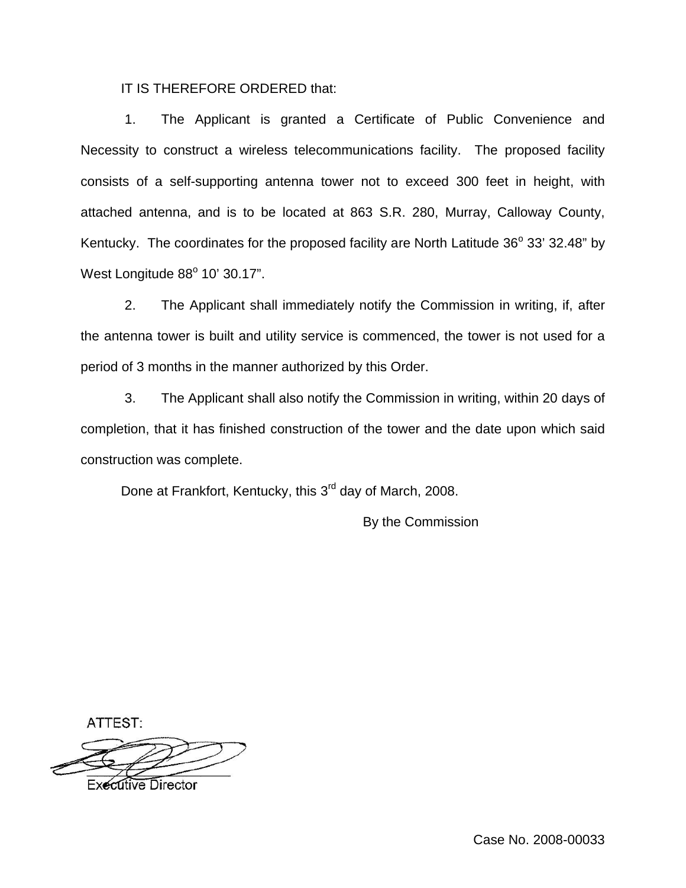IT IS THEREFORE ORDERED that:

1. The Applicant is granted a Certificate of Public Convenience and Necessity to construct a wireless telecommunications facility. The proposed facility consists of a self-supporting antenna tower not to exceed 300 feet in height, with attached antenna, and is to be located at 863 S.R. 280, Murray, Calloway County, Kentucky. The coordinates for the proposed facility are North Latitude 36° 33' 32.48" by West Longitude 88° 10' 30.17".

2. The Applicant shall immediately notify the Commission in writing, if, after the antenna tower is built and utility service is commenced, the tower is not used for a period of 3 months in the manner authorized by this Order.

3. The Applicant shall also notify the Commission in writing, within 20 days of completion, that it has finished construction of the tower and the date upon which said construction was complete.

Done at Frankfort, Kentucky, this 3rd day of March, 2008.

By the Commission

ATTEST:

Executive Director

Case No. 2008-00033